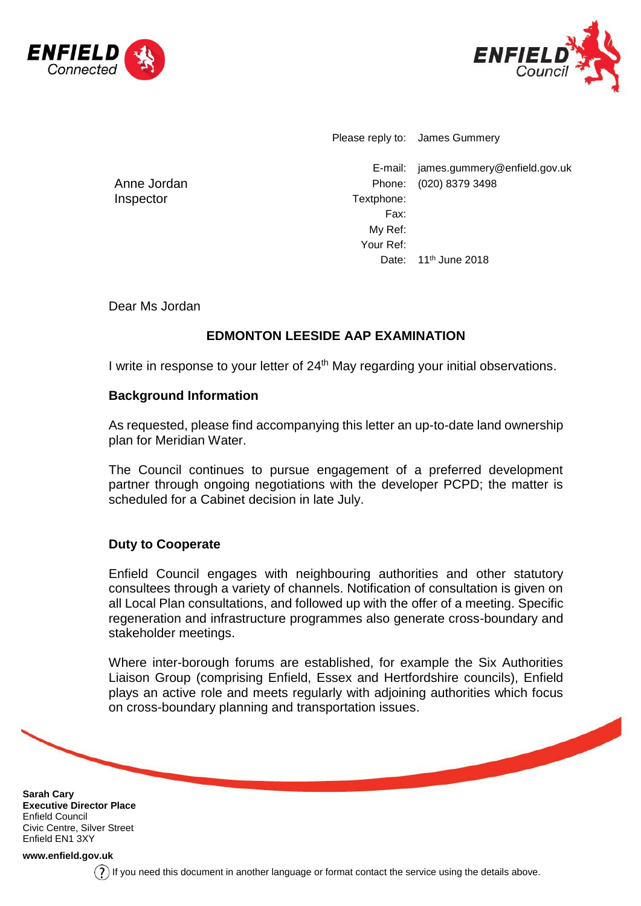Please reply to: James Gummery

E-mail: james.gummery@enfield.gov.uk
Phone: (020) 8379 3498
Textphone:
Fax:
My Ref:
Your Ref:
Date: 11th June 2018

Anne Jordan
Inspector

Dear Ms Jordan

**EDMONTON LEESIDE AAP EXAMINATION**

I write in response to your letter of 24th May regarding your initial observations.

**Background Information**

As requested, please find accompanying this letter an up-to-date land ownership plan for Meridian Water.

The Council continues to pursue engagement of a preferred development partner through ongoing negotiations with the developer PCPD; the matter is scheduled for a Cabinet decision in late July.

**Duty to Cooperate**

Enfield Council engages with neighbouring authorities and other statutory consultees through a variety of channels. Notification of consultation is given on all Local Plan consultations, and followed up with the offer of a meeting. Specific regeneration and infrastructure programmes also generate cross-boundary and stakeholder meetings.

Where inter-borough forums are established, for example the Six Authorities Liaison Group (comprising Enfield, Essex and Hertfordshire councils), Enfield plays an active role and meets regularly with adjoining authorities which focus on cross-boundary planning and transportation issues.

**Sarah Cary**
**Executive Director Place**
Enfield Council
Civic Centre, Silver Street
Enfield EN1 3XY

**www.enfield.gov.uk**

If you need this document in another language or format contact the service using the details above.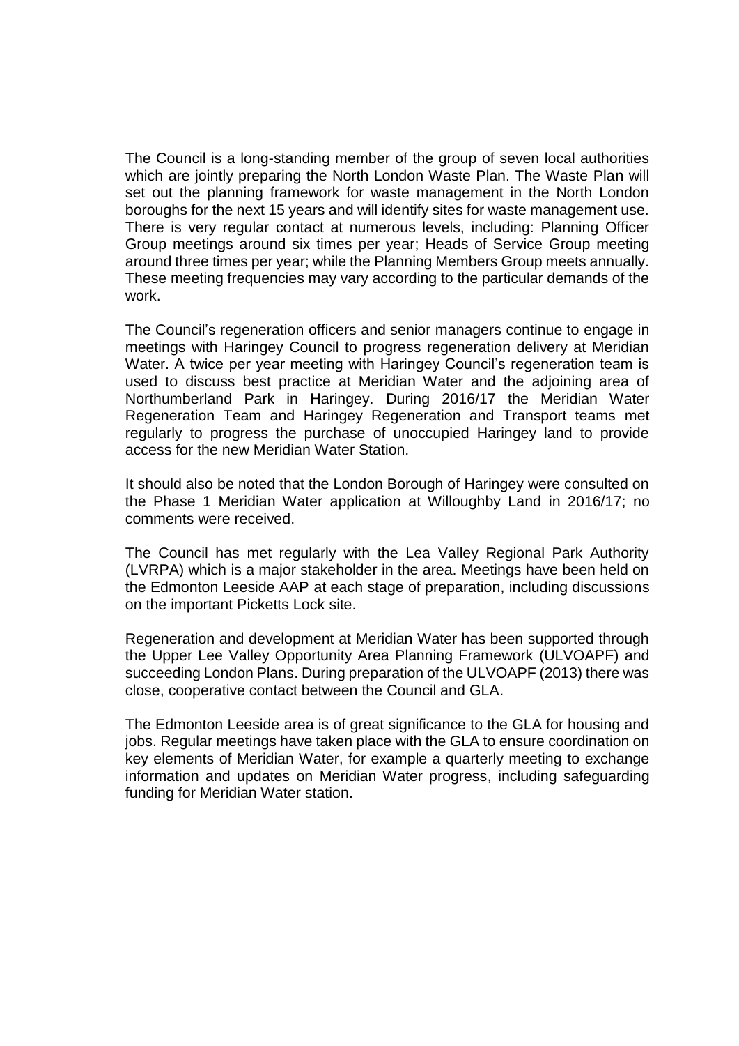The Council is a long-standing member of the group of seven local authorities which are jointly preparing the North London Waste Plan. The Waste Plan will set out the planning framework for waste management in the North London boroughs for the next 15 years and will identify sites for waste management use. There is very regular contact at numerous levels, including: Planning Officer Group meetings around six times per year; Heads of Service Group meeting around three times per year; while the Planning Members Group meets annually. These meeting frequencies may vary according to the particular demands of the work.

The Council's regeneration officers and senior managers continue to engage in meetings with Haringey Council to progress regeneration delivery at Meridian Water. A twice per year meeting with Haringey Council's regeneration team is used to discuss best practice at Meridian Water and the adjoining area of Northumberland Park in Haringey. During 2016/17 the Meridian Water Regeneration Team and Haringey Regeneration and Transport teams met regularly to progress the purchase of unoccupied Haringey land to provide access for the new Meridian Water Station.

It should also be noted that the London Borough of Haringey were consulted on the Phase 1 Meridian Water application at Willoughby Land in 2016/17; no comments were received.

The Council has met regularly with the Lea Valley Regional Park Authority (LVRPA) which is a major stakeholder in the area. Meetings have been held on the Edmonton Leeside AAP at each stage of preparation, including discussions on the important Picketts Lock site.

Regeneration and development at Meridian Water has been supported through the Upper Lee Valley Opportunity Area Planning Framework (ULVOAPF) and succeeding London Plans. During preparation of the ULVOAPF (2013) there was close, cooperative contact between the Council and GLA.

The Edmonton Leeside area is of great significance to the GLA for housing and jobs. Regular meetings have taken place with the GLA to ensure coordination on key elements of Meridian Water, for example a quarterly meeting to exchange information and updates on Meridian Water progress, including safeguarding funding for Meridian Water station.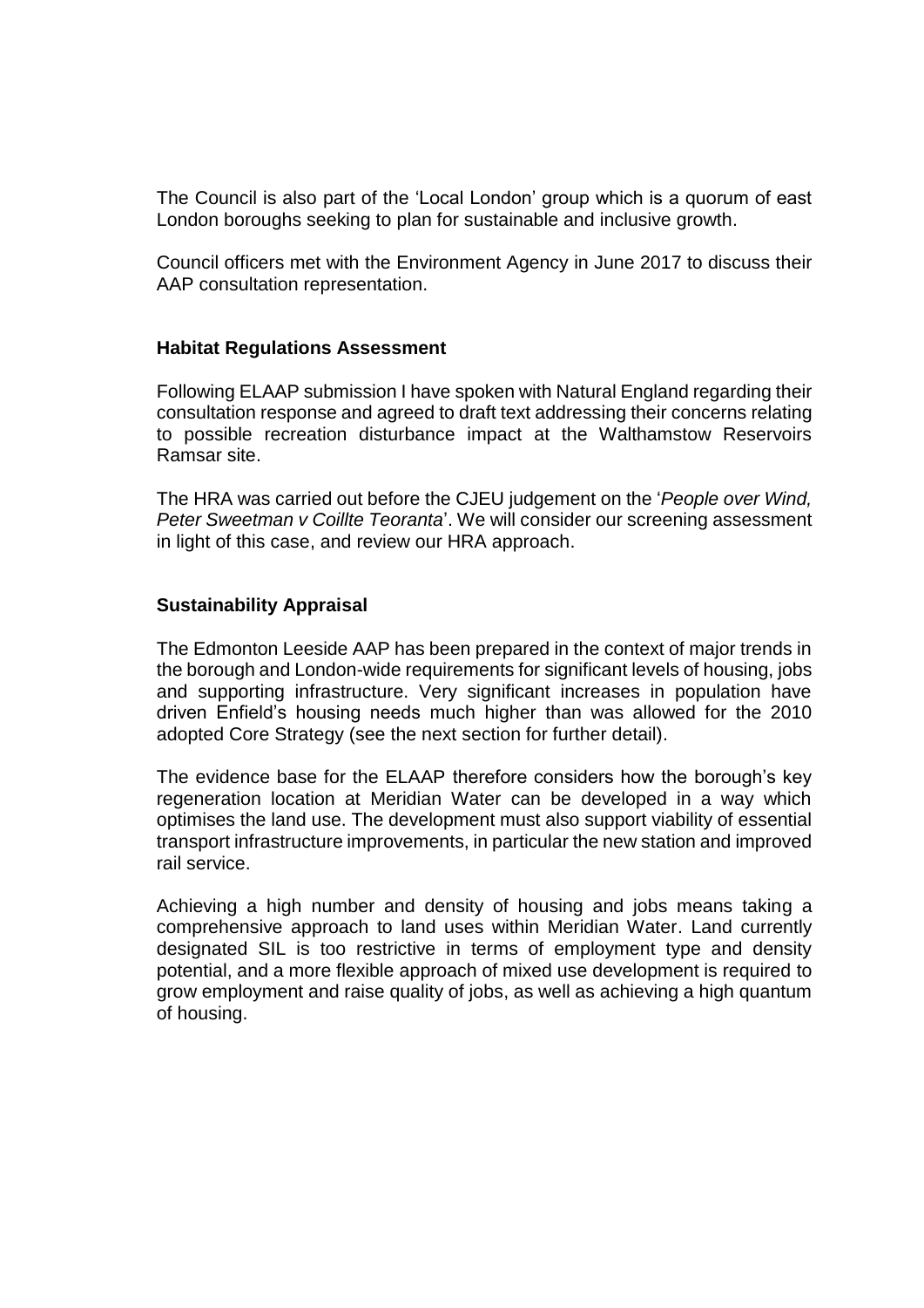The Council is also part of the 'Local London' group which is a quorum of east London boroughs seeking to plan for sustainable and inclusive growth.

Council officers met with the Environment Agency in June 2017 to discuss their AAP consultation representation.

**Habitat Regulations Assessment**

Following ELAAP submission I have spoken with Natural England regarding their consultation response and agreed to draft text addressing their concerns relating to possible recreation disturbance impact at the Walthamstow Reservoirs Ramsar site.

The HRA was carried out before the CJEU judgement on the '*People over Wind, Peter Sweetman v Coillte Teoranta*'. We will consider our screening assessment in light of this case, and review our HRA approach.

**Sustainability Appraisal**

The Edmonton Leeside AAP has been prepared in the context of major trends in the borough and London-wide requirements for significant levels of housing, jobs and supporting infrastructure. Very significant increases in population have driven Enfield's housing needs much higher than was allowed for the 2010 adopted Core Strategy (see the next section for further detail).

The evidence base for the ELAAP therefore considers how the borough's key regeneration location at Meridian Water can be developed in a way which optimises the land use. The development must also support viability of essential transport infrastructure improvements, in particular the new station and improved rail service.

Achieving a high number and density of housing and jobs means taking a comprehensive approach to land uses within Meridian Water. Land currently designated SIL is too restrictive in terms of employment type and density potential, and a more flexible approach of mixed use development is required to grow employment and raise quality of jobs, as well as achieving a high quantum of housing.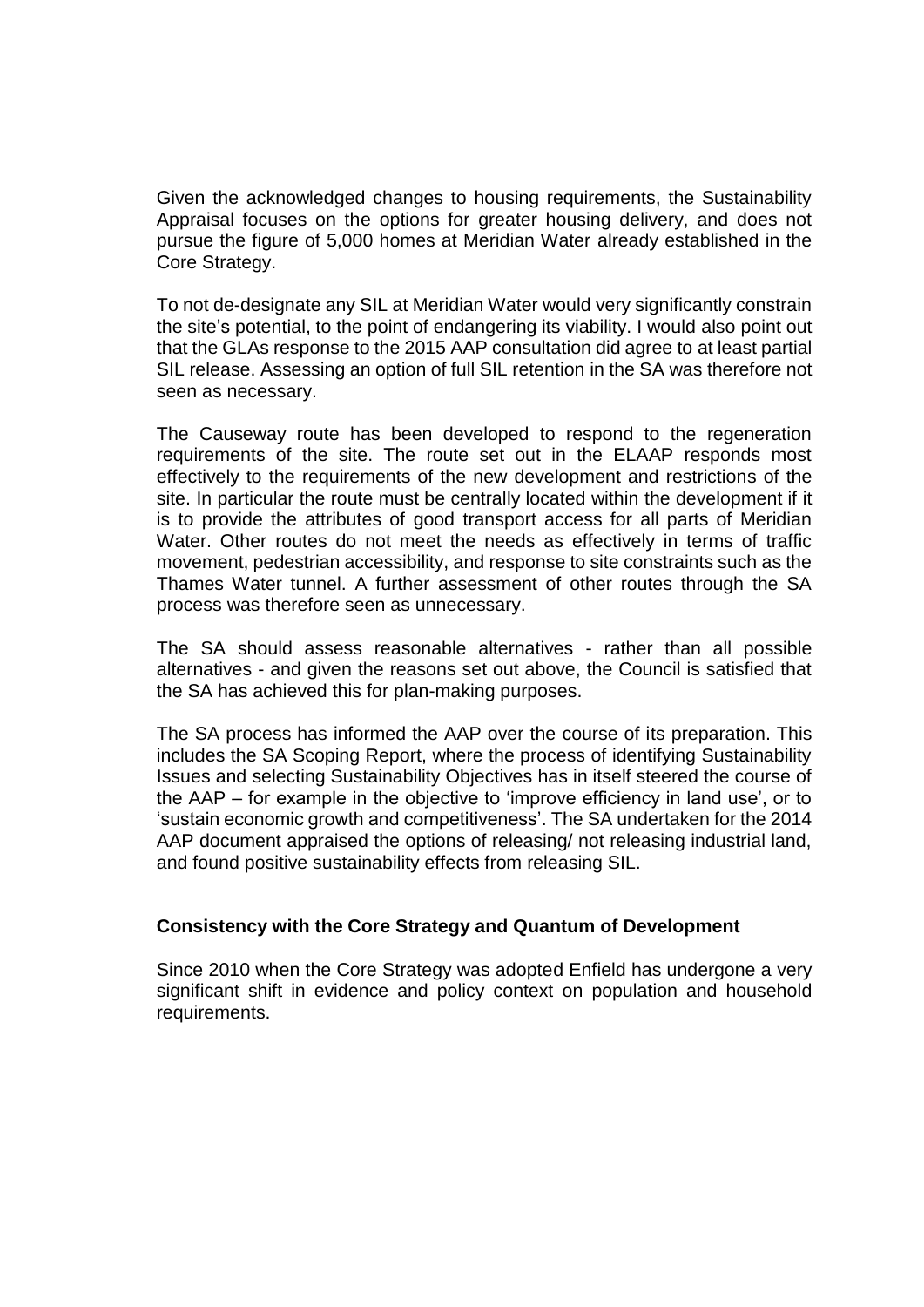Given the acknowledged changes to housing requirements, the Sustainability Appraisal focuses on the options for greater housing delivery, and does not pursue the figure of 5,000 homes at Meridian Water already established in the Core Strategy.

To not de-designate any SIL at Meridian Water would very significantly constrain the site's potential, to the point of endangering its viability. I would also point out that the GLAs response to the 2015 AAP consultation did agree to at least partial SIL release. Assessing an option of full SIL retention in the SA was therefore not seen as necessary.

The Causeway route has been developed to respond to the regeneration requirements of the site. The route set out in the ELAAP responds most effectively to the requirements of the new development and restrictions of the site. In particular the route must be centrally located within the development if it is to provide the attributes of good transport access for all parts of Meridian Water. Other routes do not meet the needs as effectively in terms of traffic movement, pedestrian accessibility, and response to site constraints such as the Thames Water tunnel. A further assessment of other routes through the SA process was therefore seen as unnecessary.

The SA should assess reasonable alternatives - rather than all possible alternatives - and given the reasons set out above, the Council is satisfied that the SA has achieved this for plan-making purposes.

The SA process has informed the AAP over the course of its preparation. This includes the SA Scoping Report, where the process of identifying Sustainability Issues and selecting Sustainability Objectives has in itself steered the course of the AAP – for example in the objective to 'improve efficiency in land use', or to 'sustain economic growth and competitiveness'. The SA undertaken for the 2014 AAP document appraised the options of releasing/ not releasing industrial land, and found positive sustainability effects from releasing SIL.

**Consistency with the Core Strategy and Quantum of Development**

Since 2010 when the Core Strategy was adopted Enfield has undergone a very significant shift in evidence and policy context on population and household requirements.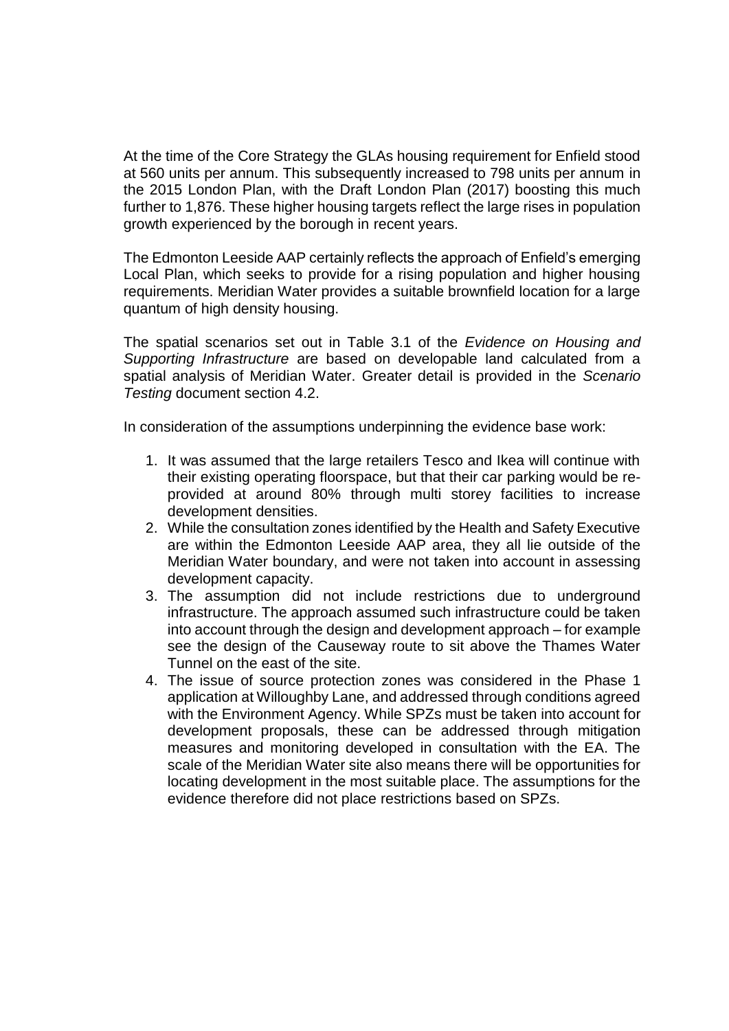At the time of the Core Strategy the GLAs housing requirement for Enfield stood at 560 units per annum. This subsequently increased to 798 units per annum in the 2015 London Plan, with the Draft London Plan (2017) boosting this much further to 1,876. These higher housing targets reflect the large rises in population growth experienced by the borough in recent years.

The Edmonton Leeside AAP certainly reflects the approach of Enfield's emerging Local Plan, which seeks to provide for a rising population and higher housing requirements. Meridian Water provides a suitable brownfield location for a large quantum of high density housing.

The spatial scenarios set out in Table 3.1 of the *Evidence on Housing and Supporting Infrastructure* are based on developable land calculated from a spatial analysis of Meridian Water. Greater detail is provided in the *Scenario Testing* document section 4.2.

In consideration of the assumptions underpinning the evidence base work:

1. It was assumed that the large retailers Tesco and Ikea will continue with their existing operating floorspace, but that their car parking would be re-provided at around 80% through multi storey facilities to increase development densities.
2. While the consultation zones identified by the Health and Safety Executive are within the Edmonton Leeside AAP area, they all lie outside of the Meridian Water boundary, and were not taken into account in assessing development capacity.
3. The assumption did not include restrictions due to underground infrastructure. The approach assumed such infrastructure could be taken into account through the design and development approach – for example see the design of the Causeway route to sit above the Thames Water Tunnel on the east of the site.
4. The issue of source protection zones was considered in the Phase 1 application at Willoughby Lane, and addressed through conditions agreed with the Environment Agency. While SPZs must be taken into account for development proposals, these can be addressed through mitigation measures and monitoring developed in consultation with the EA. The scale of the Meridian Water site also means there will be opportunities for locating development in the most suitable place. The assumptions for the evidence therefore did not place restrictions based on SPZs.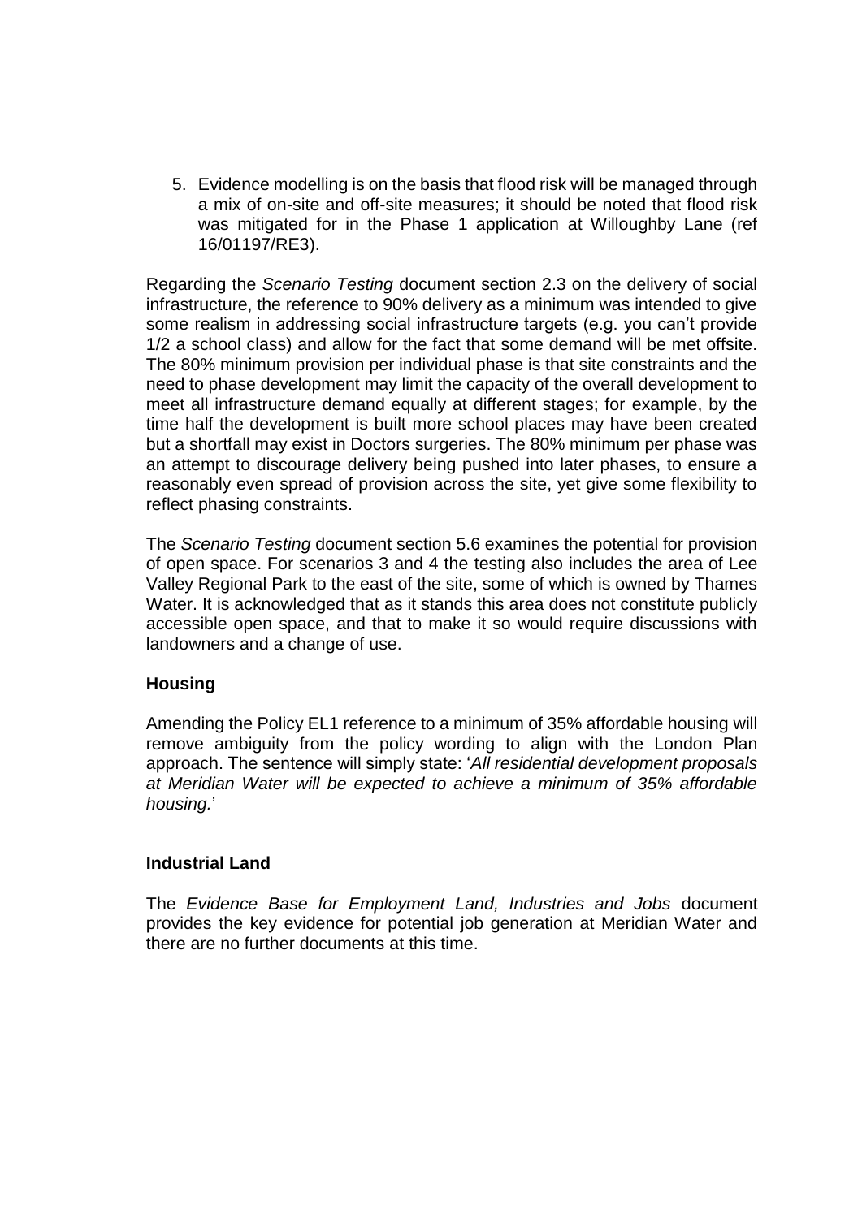5. Evidence modelling is on the basis that flood risk will be managed through a mix of on-site and off-site measures; it should be noted that flood risk was mitigated for in the Phase 1 application at Willoughby Lane (ref 16/01197/RE3).

Regarding the *Scenario Testing* document section 2.3 on the delivery of social infrastructure, the reference to 90% delivery as a minimum was intended to give some realism in addressing social infrastructure targets (e.g. you can't provide 1/2 a school class) and allow for the fact that some demand will be met offsite. The 80% minimum provision per individual phase is that site constraints and the need to phase development may limit the capacity of the overall development to meet all infrastructure demand equally at different stages; for example, by the time half the development is built more school places may have been created but a shortfall may exist in Doctors surgeries. The 80% minimum per phase was an attempt to discourage delivery being pushed into later phases, to ensure a reasonably even spread of provision across the site, yet give some flexibility to reflect phasing constraints.

The *Scenario Testing* document section 5.6 examines the potential for provision of open space. For scenarios 3 and 4 the testing also includes the area of Lee Valley Regional Park to the east of the site, some of which is owned by Thames Water. It is acknowledged that as it stands this area does not constitute publicly accessible open space, and that to make it so would require discussions with landowners and a change of use.

**Housing**

Amending the Policy EL1 reference to a minimum of 35% affordable housing will remove ambiguity from the policy wording to align with the London Plan approach. The sentence will simply state: '*All residential development proposals at Meridian Water will be expected to achieve a minimum of 35% affordable housing.*'

**Industrial Land**

The *Evidence Base for Employment Land, Industries and Jobs* document provides the key evidence for potential job generation at Meridian Water and there are no further documents at this time.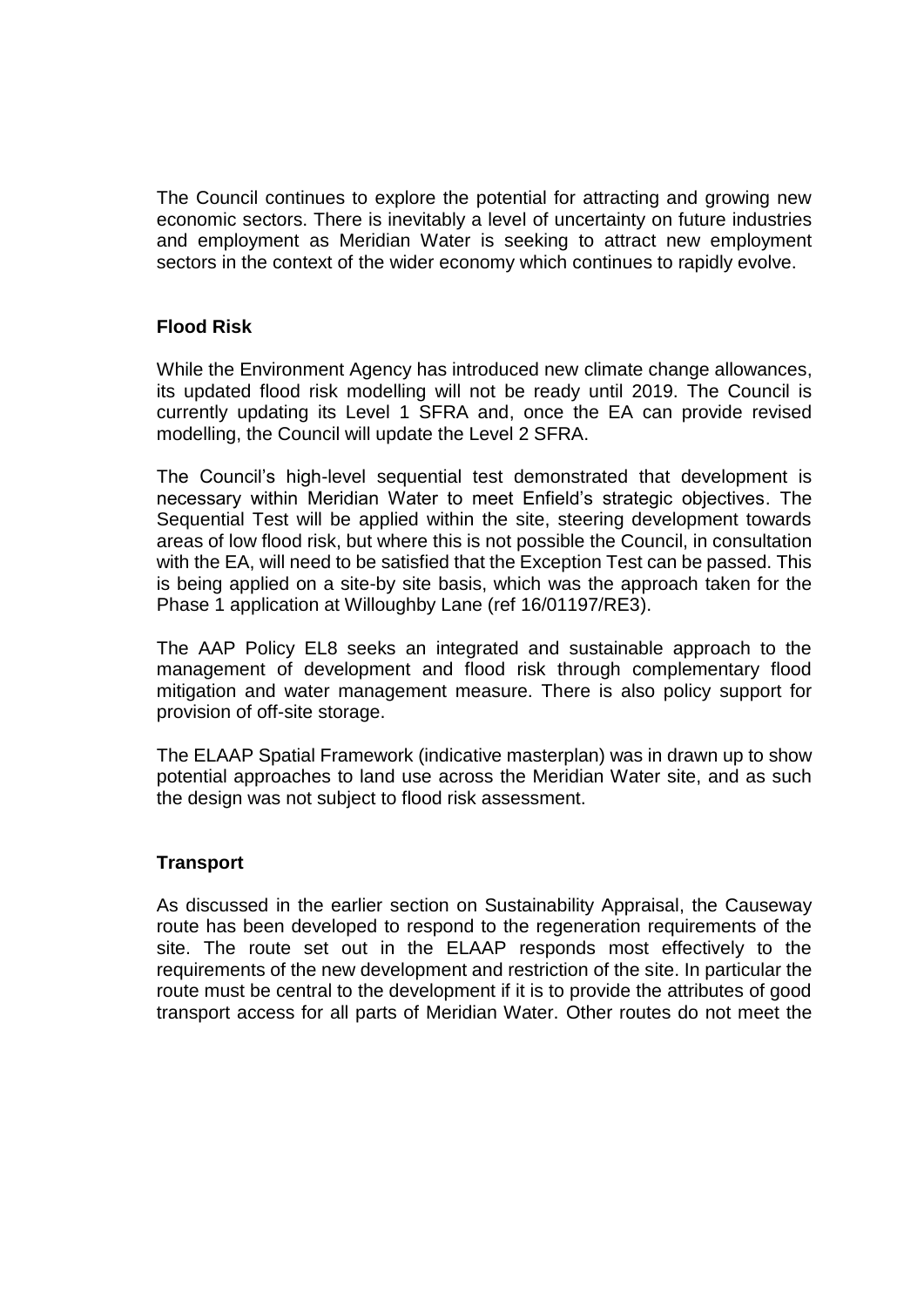The Council continues to explore the potential for attracting and growing new economic sectors. There is inevitably a level of uncertainty on future industries and employment as Meridian Water is seeking to attract new employment sectors in the context of the wider economy which continues to rapidly evolve.

**Flood Risk**

While the Environment Agency has introduced new climate change allowances, its updated flood risk modelling will not be ready until 2019. The Council is currently updating its Level 1 SFRA and, once the EA can provide revised modelling, the Council will update the Level 2 SFRA.

The Council's high-level sequential test demonstrated that development is necessary within Meridian Water to meet Enfield's strategic objectives. The Sequential Test will be applied within the site, steering development towards areas of low flood risk, but where this is not possible the Council, in consultation with the EA, will need to be satisfied that the Exception Test can be passed. This is being applied on a site-by site basis, which was the approach taken for the Phase 1 application at Willoughby Lane (ref 16/01197/RE3).

The AAP Policy EL8 seeks an integrated and sustainable approach to the management of development and flood risk through complementary flood mitigation and water management measure. There is also policy support for provision of off-site storage.

The ELAAP Spatial Framework (indicative masterplan) was in drawn up to show potential approaches to land use across the Meridian Water site, and as such the design was not subject to flood risk assessment.

**Transport**

As discussed in the earlier section on Sustainability Appraisal, the Causeway route has been developed to respond to the regeneration requirements of the site. The route set out in the ELAAP responds most effectively to the requirements of the new development and restriction of the site. In particular the route must be central to the development if it is to provide the attributes of good transport access for all parts of Meridian Water. Other routes do not meet the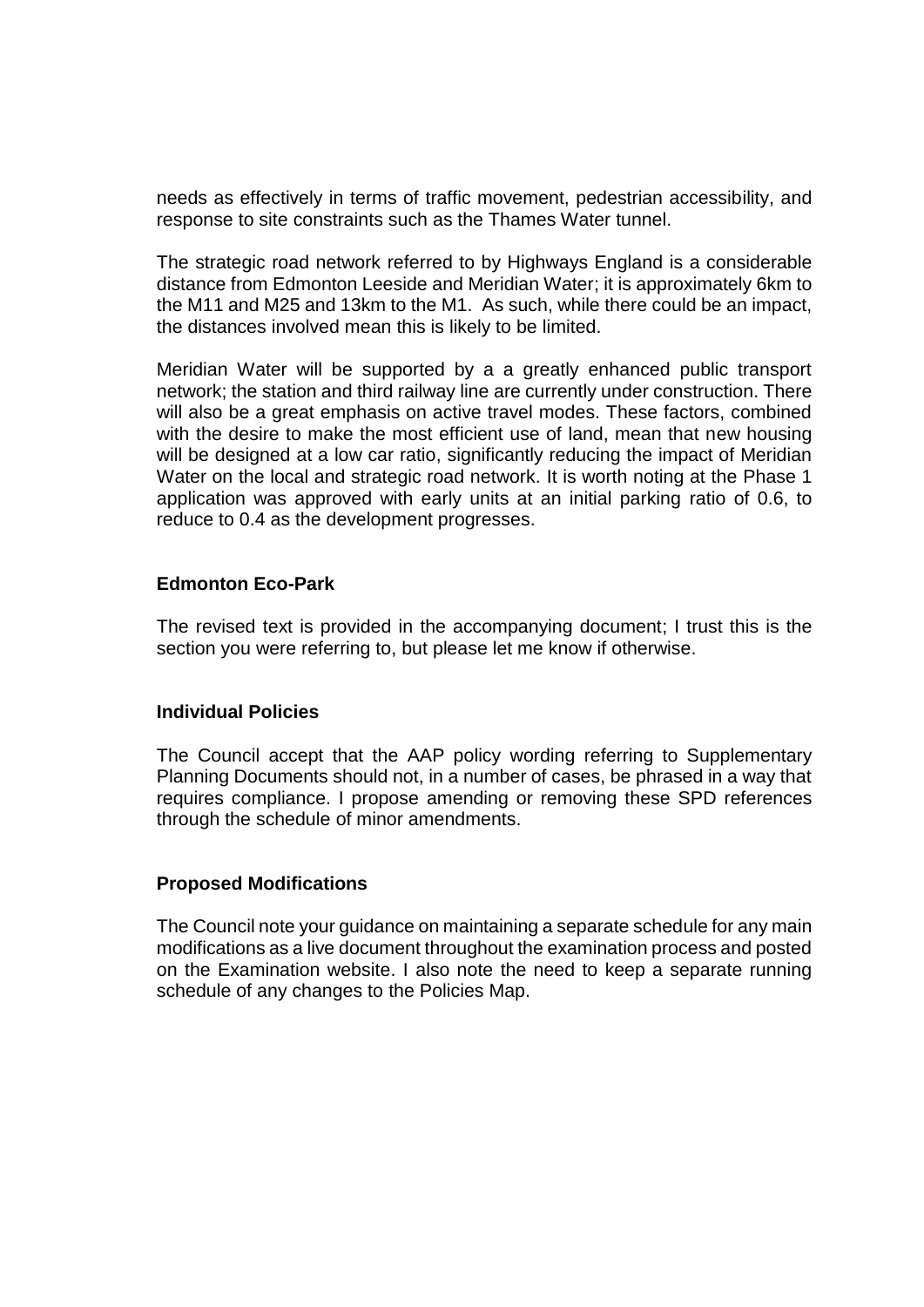needs as effectively in terms of traffic movement, pedestrian accessibility, and response to site constraints such as the Thames Water tunnel.

The strategic road network referred to by Highways England is a considerable distance from Edmonton Leeside and Meridian Water; it is approximately 6km to the M11 and M25 and 13km to the M1. As such, while there could be an impact, the distances involved mean this is likely to be limited.

Meridian Water will be supported by a a greatly enhanced public transport network; the station and third railway line are currently under construction. There will also be a great emphasis on active travel modes. These factors, combined with the desire to make the most efficient use of land, mean that new housing will be designed at a low car ratio, significantly reducing the impact of Meridian Water on the local and strategic road network. It is worth noting at the Phase 1 application was approved with early units at an initial parking ratio of 0.6, to reduce to 0.4 as the development progresses.

**Edmonton Eco-Park**

The revised text is provided in the accompanying document; I trust this is the section you were referring to, but please let me know if otherwise.

**Individual Policies**

The Council accept that the AAP policy wording referring to Supplementary Planning Documents should not, in a number of cases, be phrased in a way that requires compliance. I propose amending or removing these SPD references through the schedule of minor amendments.

**Proposed Modifications**

The Council note your guidance on maintaining a separate schedule for any main modifications as a live document throughout the examination process and posted on the Examination website. I also note the need to keep a separate running schedule of any changes to the Policies Map.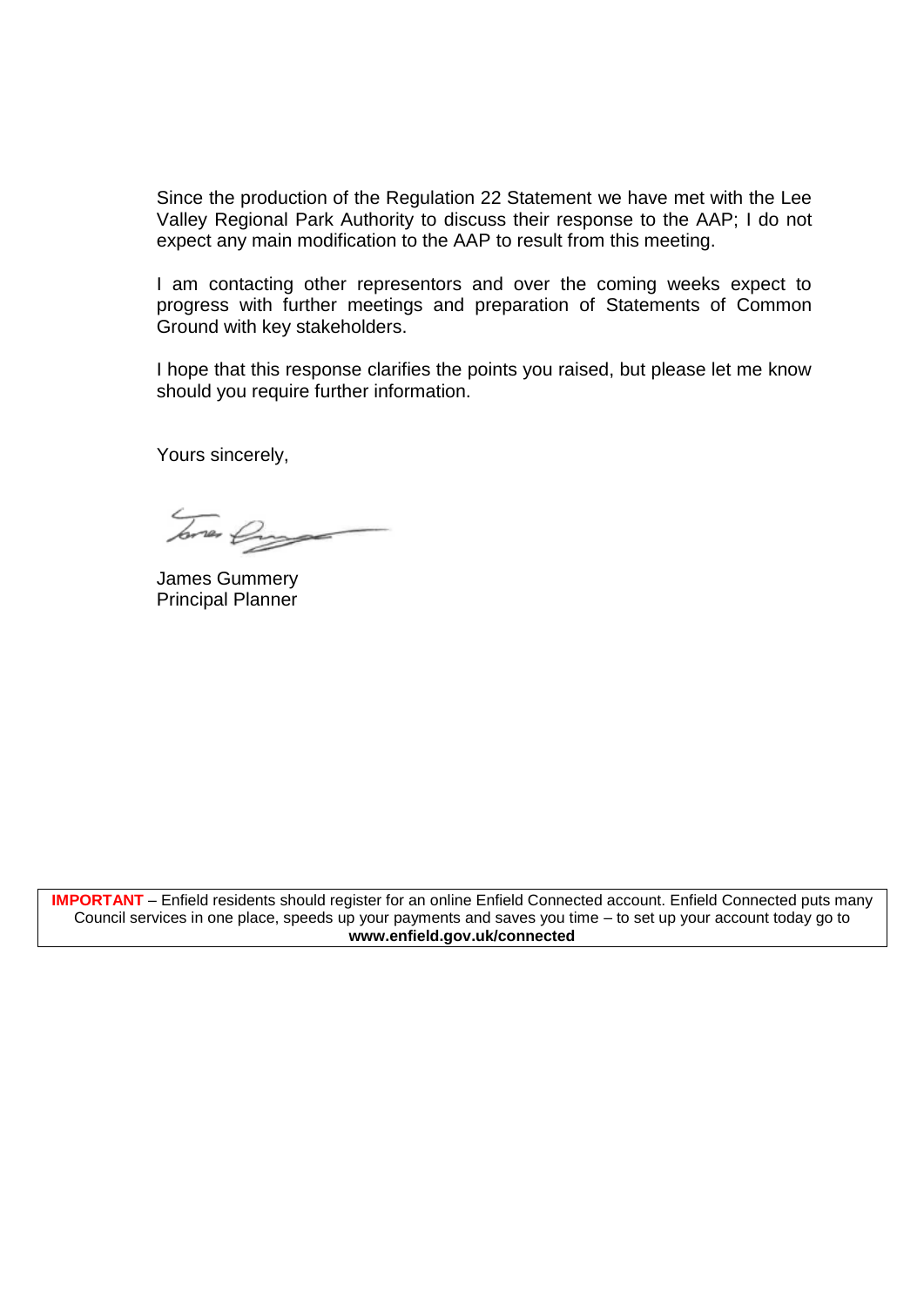Since the production of the Regulation 22 Statement we have met with the Lee Valley Regional Park Authority to discuss their response to the AAP; I do not expect any main modification to the AAP to result from this meeting.

I am contacting other representors and over the coming weeks expect to progress with further meetings and preparation of Statements of Common Ground with key stakeholders.

I hope that this response clarifies the points you raised, but please let me know should you require further information.

Yours sincerely,

James Gummery
Principal Planner

**IMPORTANT** – Enfield residents should register for an online Enfield Connected account. Enfield Connected puts many Council services in one place, speeds up your payments and saves you time – to set up your account today go to **www.enfield.gov.uk/connected**